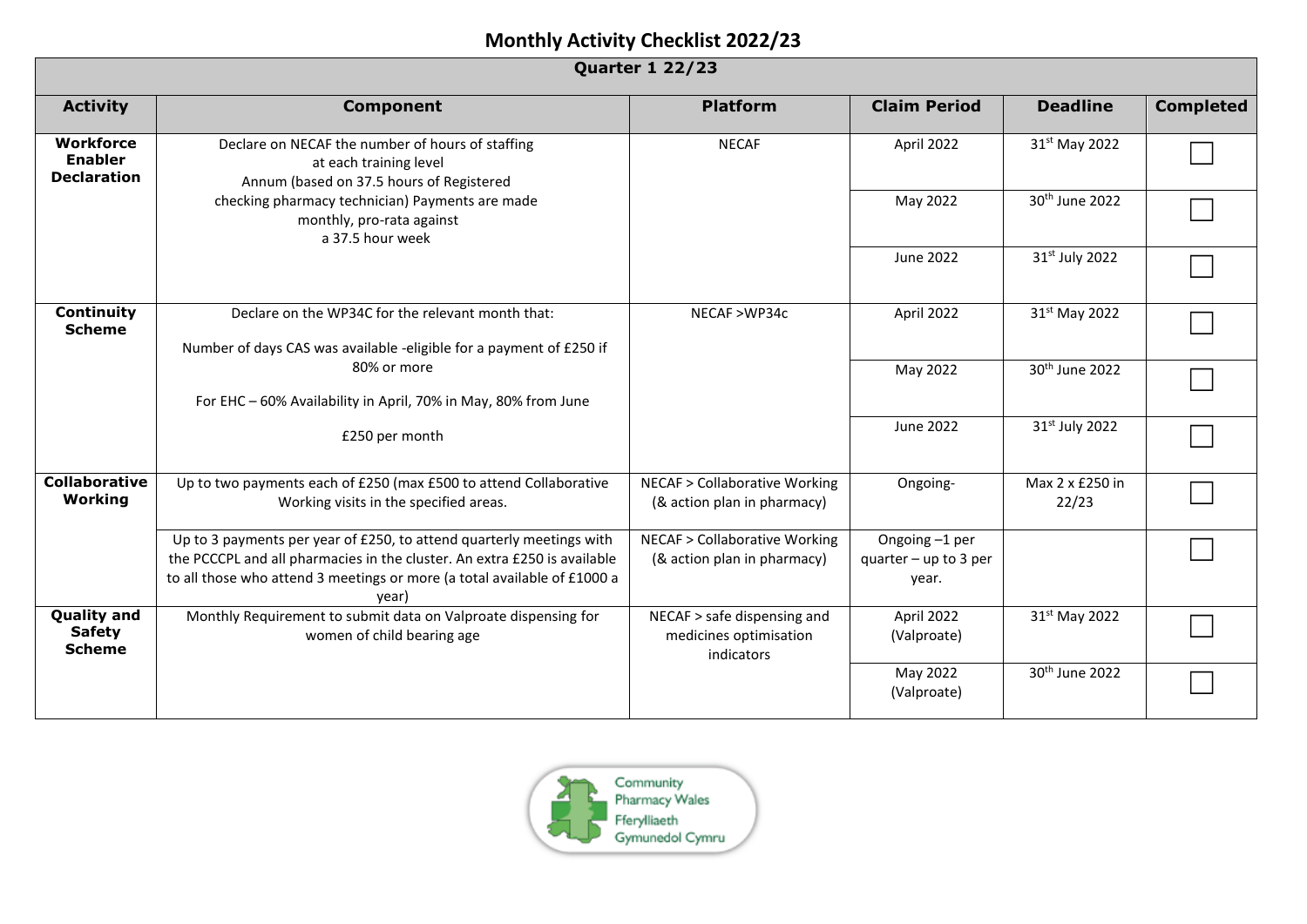# Monthly Activity Checklist 2022/23

| Quarter 1 22/23 | | | | | |
|---|---|---|---|---|---|
| **Activity** | **Component** | **Platform** | **Claim Period** | **Deadline** | **Completed** |
| **Workforce Enabler Declaration** | Declare on NECAF the number of hours of staffing at each training level Annum (based on 37.5 hours of Registered checking pharmacy technician) Payments are made monthly, pro-rata against a 37.5 hour week | NECAF | April 2022 | 31st May 2022 | ☐ |
| | | | May 2022 | 30th June 2022 | ☐ |
| | | | June 2022 | 31st July 2022 | ☐ |
| **Continuity Scheme** | Declare on the WP34C for the relevant month that: Number of days CAS was available -eligible for a payment of £250 if 80% or more For EHC – 60% Availability in April, 70% in May, 80% from June £250 per month | NECAF >WP34c | April 2022 | 31st May 2022 | ☐ |
| | | | May 2022 | 30th June 2022 | ☐ |
| | | | June 2022 | 31st July 2022 | ☐ |
| **Collaborative Working** | Up to two payments each of £250 (max £500 to attend Collaborative Working visits in the specified areas. | NECAF > Collaborative Working (& action plan in pharmacy) | Ongoing- | Max 2 x £250 in 22/23 | ☐ |
| | Up to 3 payments per year of £250, to attend quarterly meetings with the PCCCPL and all pharmacies in the cluster. An extra £250 is available to all those who attend 3 meetings or more (a total available of £1000 a year) | NECAF > Collaborative Working (& action plan in pharmacy) | Ongoing –1 per quarter – up to 3 per year. | | ☐ |
| **Quality and Safety Scheme** | Monthly Requirement to submit data on Valproate dispensing for women of child bearing age | NECAF > safe dispensing and medicines optimisation indicators | April 2022 (Valproate) | 31st May 2022 | ☐ |
| | | | May 2022 (Valproate) | 30th June 2022 | ☐ |

Community Pharmacy Wales
Fferylliaeth Gymunedol Cymru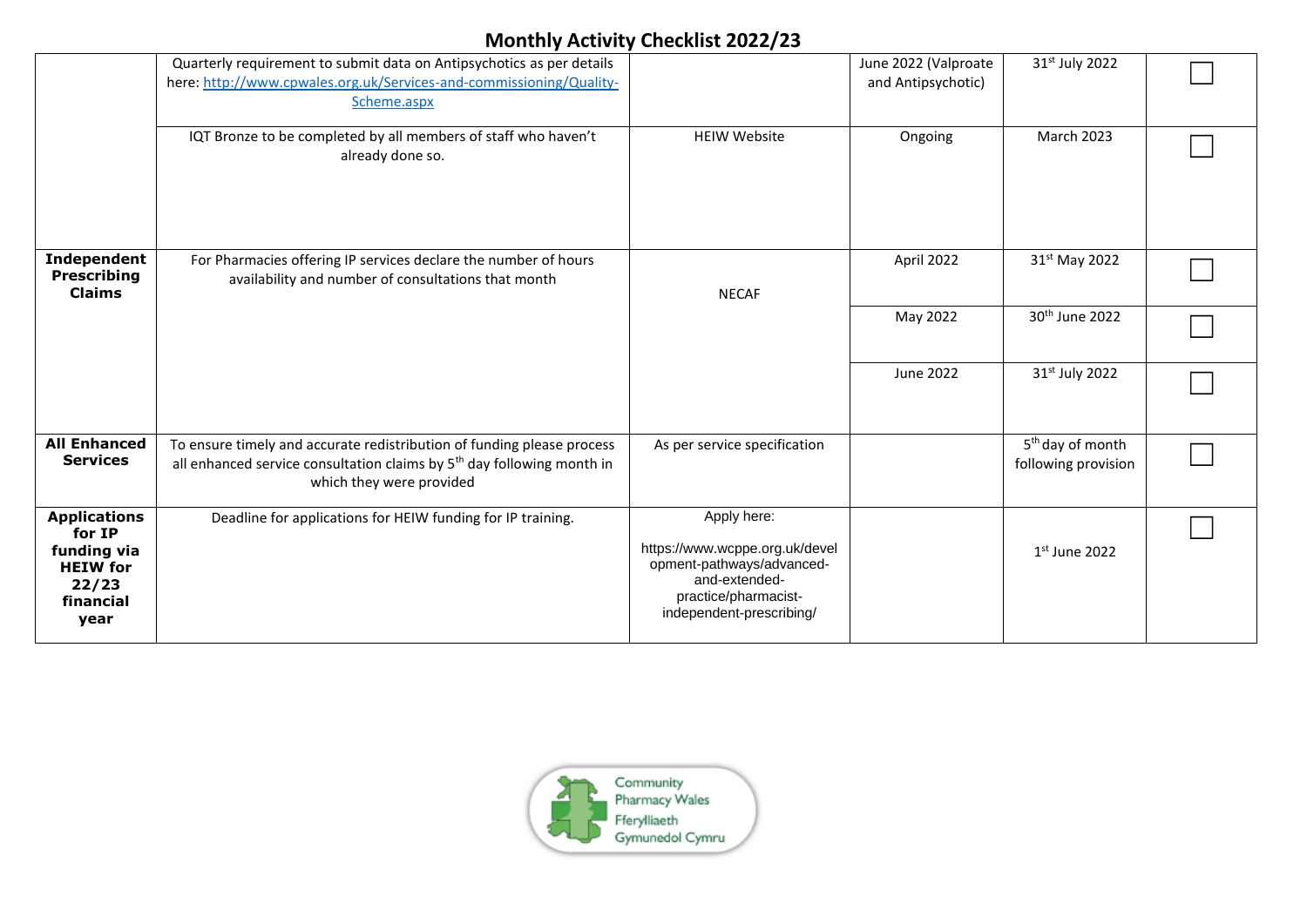# Monthly Activity Checklist 2022/23

| | | | | | |
|---|---|---|---|---|---|
| | Quarterly requirement to submit data on Antipsychotics as per details here: http://www.cpwales.org.uk/Services-and-commissioning/Quality-Scheme.aspx | | June 2022 (Valproate and Antipsychotic) | 31st July 2022 | ☐ |
| | IQT Bronze to be completed by all members of staff who haven't already done so. | HEIW Website | Ongoing | March 2023 | ☐ |
| **Independent Prescribing Claims** | For Pharmacies offering IP services declare the number of hours availability and number of consultations that month | NECAF | April 2022 | 31st May 2022 | ☐ |
| | | | May 2022 | 30th June 2022 | ☐ |
| | | | June 2022 | 31st July 2022 | ☐ |
| **All Enhanced Services** | To ensure timely and accurate redistribution of funding please process all enhanced service consultation claims by 5th day following month in which they were provided | As per service specification | | 5th day of month following provision | ☐ |
| **Applications for IP funding via HEIW for 22/23 financial year** | Deadline for applications for HEIW funding for IP training. | Apply here: https://www.wcppe.org.uk/development-pathways/advanced-and-extended-practice/pharmacist-independent-prescribing/ | | 1st June 2022 | ☐ |

Community Pharmacy Wales
Fferylliaeth Gymunedol Cymru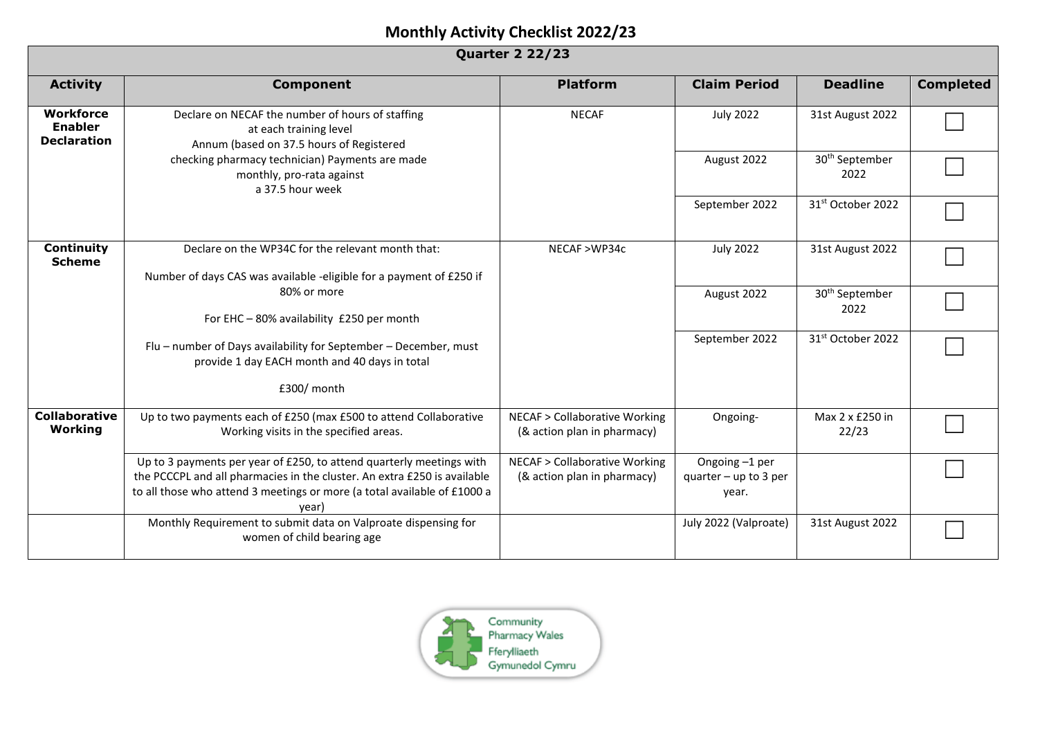# Monthly Activity Checklist 2022/23

| Quarter 2 22/23 | | | | | |
|---|---|---|---|---|---|
| **Activity** | **Component** | **Platform** | **Claim Period** | **Deadline** | **Completed** |
| **Workforce Enabler Declaration** | Declare on NECAF the number of hours of staffing at each training level Annum (based on 37.5 hours of Registered checking pharmacy technician) Payments are made monthly, pro-rata against a 37.5 hour week | NECAF | July 2022 | 31st August 2022 | ☐ |
| | | | August 2022 | 30th September 2022 | ☐ |
| | | | September 2022 | 31st October 2022 | ☐ |
| **Continuity Scheme** | Declare on the WP34C for the relevant month that: Number of days CAS was available -eligible for a payment of £250 if 80% or more For EHC – 80% availability £250 per month Flu – number of Days availability for September – December, must provide 1 day EACH month and 40 days in total £300/ month | NECAF >WP34c | July 2022 | 31st August 2022 | ☐ |
| | | | August 2022 | 30th September 2022 | ☐ |
| | | | September 2022 | 31st October 2022 | ☐ |
| **Collaborative Working** | Up to two payments each of £250 (max £500 to attend Collaborative Working visits in the specified areas. | NECAF > Collaborative Working (& action plan in pharmacy) | Ongoing- | Max 2 x £250 in 22/23 | ☐ |
| | Up to 3 payments per year of £250, to attend quarterly meetings with the PCCCPL and all pharmacies in the cluster. An extra £250 is available to all those who attend 3 meetings or more (a total available of £1000 a year) | NECAF > Collaborative Working (& action plan in pharmacy) | Ongoing –1 per quarter – up to 3 per year. | | ☐ |
| | Monthly Requirement to submit data on Valproate dispensing for women of child bearing age | | July 2022 (Valproate) | 31st August 2022 | ☐ |

Community Pharmacy Wales
Fferylliaeth Gymunedol Cymru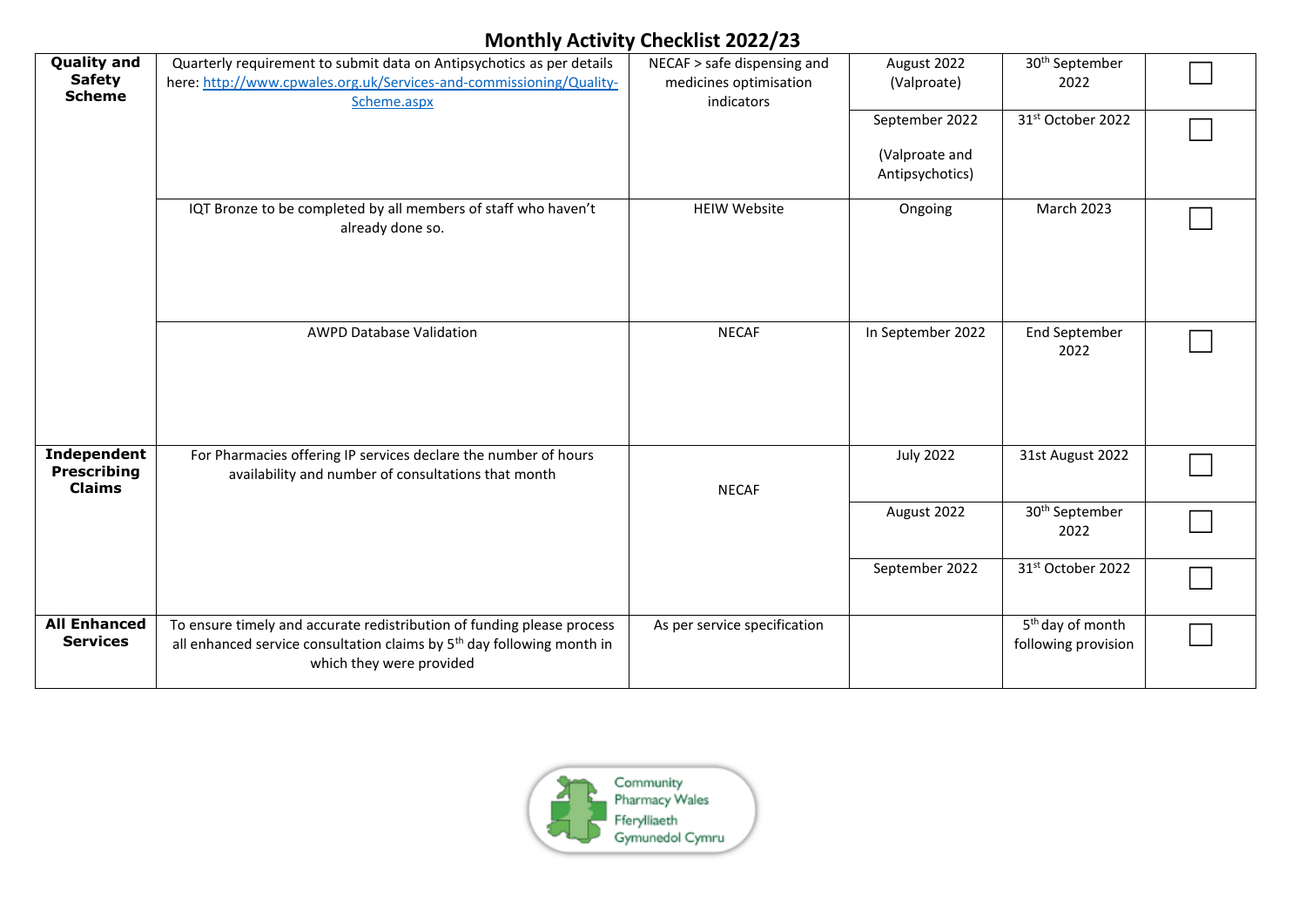## Monthly Activity Checklist 2022/23

| | | | | | |
|---|---|---|---|---|---|
| **Quality and Safety Scheme** | Quarterly requirement to submit data on Antipsychotics as per details here: http://www.cpwales.org.uk/Services-and-commissioning/Quality-Scheme.aspx | NECAF > safe dispensing and medicines optimisation indicators | August 2022 (Valproate) | 30th September 2022 | ☐ |
| | | | September 2022 (Valproate and Antipsychotics) | 31st October 2022 | ☐ |
| | IQT Bronze to be completed by all members of staff who haven't already done so. | HEIW Website | Ongoing | March 2023 | ☐ |
| | AWPD Database Validation | NECAF | In September 2022 | End September 2022 | ☐ |
| **Independent Prescribing Claims** | For Pharmacies offering IP services declare the number of hours availability and number of consultations that month | NECAF | July 2022 | 31st August 2022 | ☐ |
| | | | August 2022 | 30th September 2022 | ☐ |
| | | | September 2022 | 31st October 2022 | ☐ |
| **All Enhanced Services** | To ensure timely and accurate redistribution of funding please process all enhanced service consultation claims by 5th day following month in which they were provided | As per service specification | | 5th day of month following provision | ☐ |

Community Pharmacy Wales
Fferylliaeth Gymunedol Cymru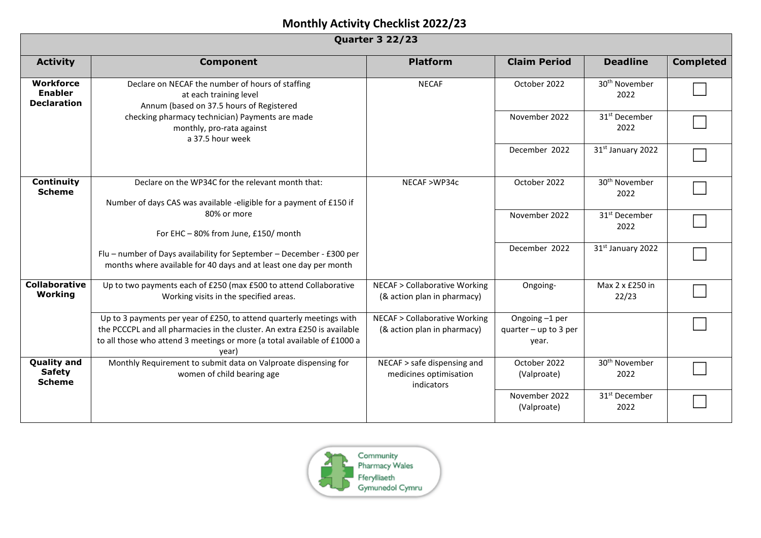# Monthly Activity Checklist 2022/23

| Quarter 3 22/23 | | | | | |
|---|---|---|---|---|---|
| **Activity** | **Component** | **Platform** | **Claim Period** | **Deadline** | **Completed** |
| **Workforce Enabler Declaration** | Declare on NECAF the number of hours of staffing at each training level Annum (based on 37.5 hours of Registered checking pharmacy technician) Payments are made monthly, pro-rata against a 37.5 hour week | NECAF | October 2022 | 30th November 2022 | ☐ |
| | | | November 2022 | 31st December 2022 | ☐ |
| | | | December 2022 | 31st January 2022 | ☐ |
| **Continuity Scheme** | Declare on the WP34C for the relevant month that:<br><br>Number of days CAS was available -eligible for a payment of £150 if 80% or more<br><br>For EHC – 80% from June, £150/ month<br><br>Flu – number of Days availability for September – December - £300 per months where available for 40 days and at least one day per month | NECAF >WP34c | October 2022 | 30th November 2022 | ☐ |
| | | | November 2022 | 31st December 2022 | ☐ |
| | | | December 2022 | 31st January 2022 | ☐ |
| **Collaborative Working** | Up to two payments each of £250 (max £500 to attend Collaborative Working visits in the specified areas. | NECAF > Collaborative Working (& action plan in pharmacy) | Ongoing- | Max 2 x £250 in 22/23 | ☐ |
| | Up to 3 payments per year of £250, to attend quarterly meetings with the PCCCPL and all pharmacies in the cluster. An extra £250 is available to all those who attend 3 meetings or more (a total available of £1000 a year) | NECAF > Collaborative Working (& action plan in pharmacy) | Ongoing –1 per quarter – up to 3 per year. | | ☐ |
| **Quality and Safety Scheme** | Monthly Requirement to submit data on Valproate dispensing for women of child bearing age | NECAF > safe dispensing and medicines optimisation indicators | October 2022 (Valproate) | 30th November 2022 | ☐ |
| | | | November 2022 (Valproate) | 31st December 2022 | ☐ |

Community Pharmacy Wales
Fferylliaeth Gymunedol Cymru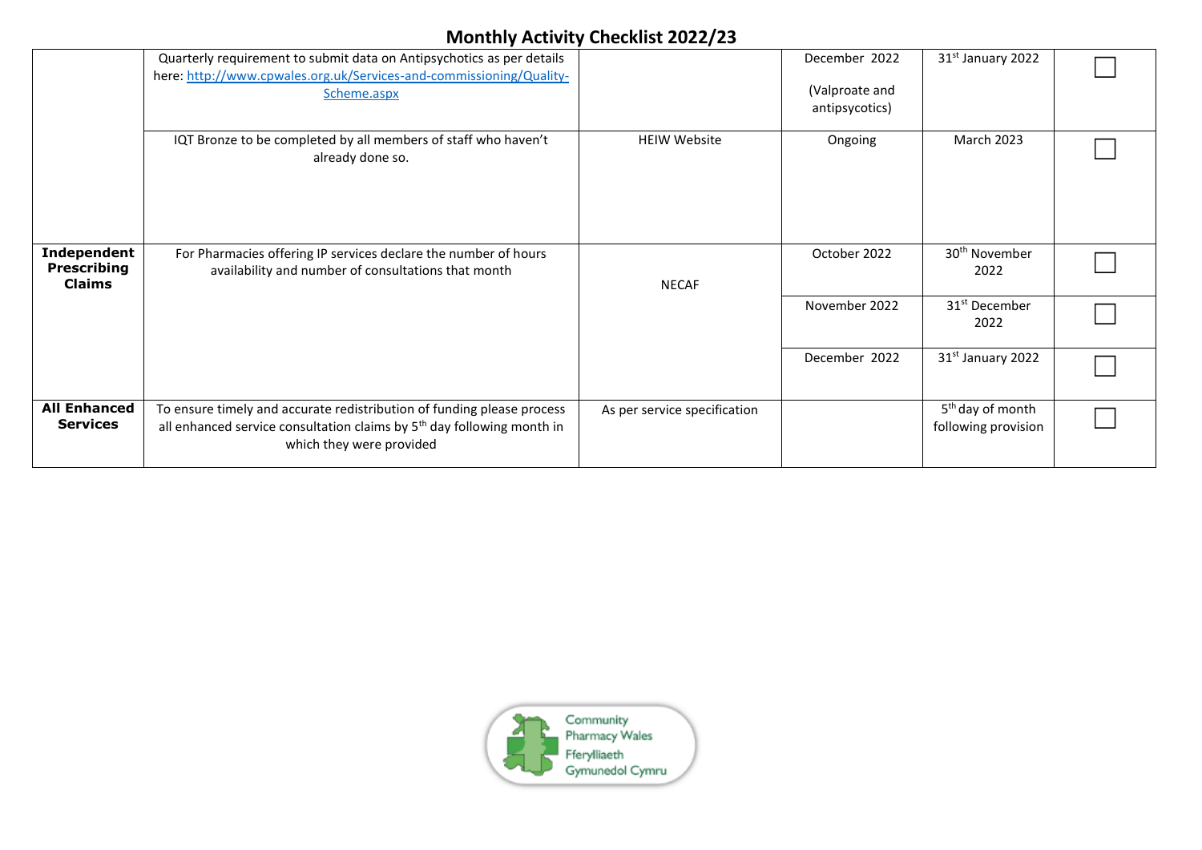# Monthly Activity Checklist 2022/23

| | | | | | |
|---|---|---|---|---|---|
| | Quarterly requirement to submit data on Antipsychotics as per details here: http://www.cpwales.org.uk/Services-and-commissioning/Quality-Scheme.aspx | | December 2022 (Valproate and antipsycotics) | 31st January 2022 | ☐ |
| | IQT Bronze to be completed by all members of staff who haven't already done so. | HEIW Website | Ongoing | March 2023 | ☐ |
| **Independent Prescribing Claims** | For Pharmacies offering IP services declare the number of hours availability and number of consultations that month | NECAF | October 2022 | 30th November 2022 | ☐ |
| | | | November 2022 | 31st December 2022 | ☐ |
| | | | December 2022 | 31st January 2022 | ☐ |
| **All Enhanced Services** | To ensure timely and accurate redistribution of funding please process all enhanced service consultation claims by 5th day following month in which they were provided | As per service specification | | 5th day of month following provision | ☐ |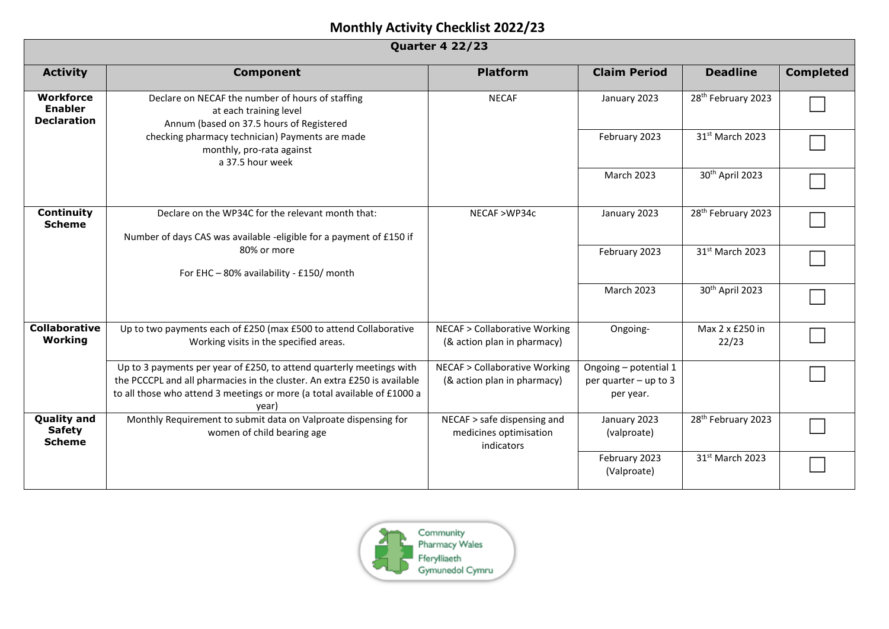# Monthly Activity Checklist 2022/23

| Quarter 4 22/23 | | | | | |
|---|---|---|---|---|---|
| **Activity** | **Component** | **Platform** | **Claim Period** | **Deadline** | **Completed** |
| **Workforce Enabler Declaration** | Declare on NECAF the number of hours of staffing at each training level Annum (based on 37.5 hours of Registered checking pharmacy technician) Payments are made monthly, pro-rata against a 37.5 hour week | NECAF | January 2023 | 28th February 2023 | ☐ |
| | | | February 2023 | 31st March 2023 | ☐ |
| | | | March 2023 | 30th April 2023 | ☐ |
| **Continuity Scheme** | Declare on the WP34C for the relevant month that: Number of days CAS was available -eligible for a payment of £150 if 80% or more For EHC – 80% availability - £150/ month | NECAF >WP34c | January 2023 | 28th February 2023 | ☐ |
| | | | February 2023 | 31st March 2023 | ☐ |
| | | | March 2023 | 30th April 2023 | ☐ |
| **Collaborative Working** | Up to two payments each of £250 (max £500 to attend Collaborative Working visits in the specified areas. | NECAF > Collaborative Working (& action plan in pharmacy) | Ongoing- | Max 2 x £250 in 22/23 | ☐ |
| | Up to 3 payments per year of £250, to attend quarterly meetings with the PCCCPL and all pharmacies in the cluster. An extra £250 is available to all those who attend 3 meetings or more (a total available of £1000 a year) | NECAF > Collaborative Working (& action plan in pharmacy) | Ongoing – potential 1 per quarter – up to 3 per year. | | ☐ |
| **Quality and Safety Scheme** | Monthly Requirement to submit data on Valproate dispensing for women of child bearing age | NECAF > safe dispensing and medicines optimisation indicators | January 2023 (valproate) | 28th February 2023 | ☐ |
| | | | February 2023 (Valproate) | 31st March 2023 | ☐ |

Community Pharmacy Wales
Fferylliaeth Gymunedol Cymru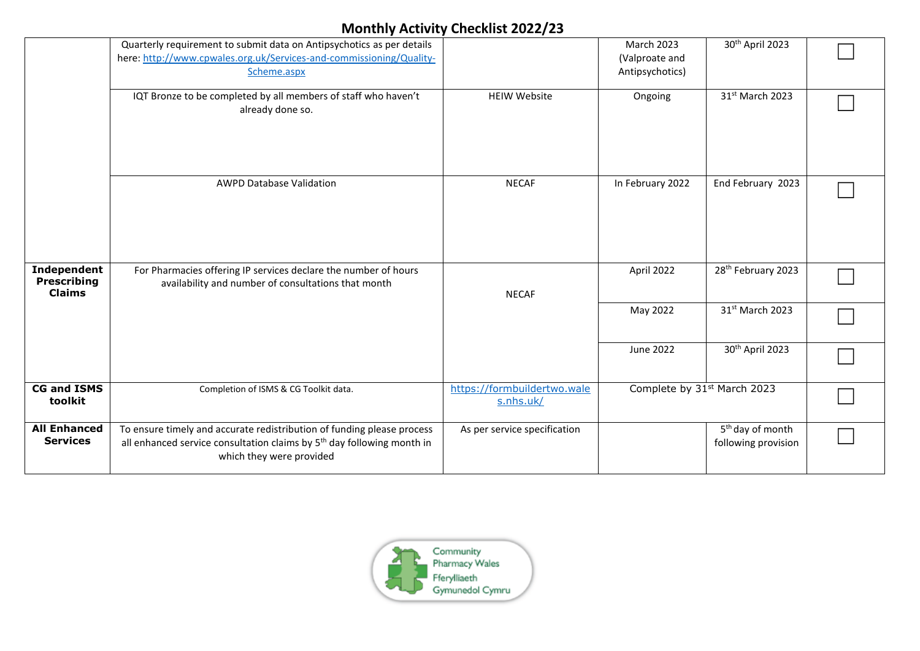## Monthly Activity Checklist 2022/23

| | | | | | |
|---|---|---|---|---|---|
| | Quarterly requirement to submit data on Antipsychotics as per details here: http://www.cpwales.org.uk/Services-and-commissioning/Quality-Scheme.aspx | | March 2023 (Valproate and Antipsychotics) | 30th April 2023 | ☐ |
| | IQT Bronze to be completed by all members of staff who haven't already done so. | HEIW Website | Ongoing | 31st March 2023 | ☐ |
| | AWPD Database Validation | NECAF | In February 2022 | End February 2023 | ☐ |
| **Independent Prescribing Claims** | For Pharmacies offering IP services declare the number of hours availability and number of consultations that month | NECAF | April 2022 | 28th February 2023 | ☐ |
| | | | May 2022 | 31st March 2023 | ☐ |
| | | | June 2022 | 30th April 2023 | ☐ |
| **CG and ISMS toolkit** | Completion of ISMS & CG Toolkit data. | https://formbuildertwo.wales.nhs.uk/ | Complete by 31st March 2023 | | ☐ |
| **All Enhanced Services** | To ensure timely and accurate redistribution of funding please process all enhanced service consultation claims by 5th day following month in which they were provided | As per service specification | | 5th day of month following provision | ☐ |

Community Pharmacy Wales
Fferylliaeth Gymunedol Cymru